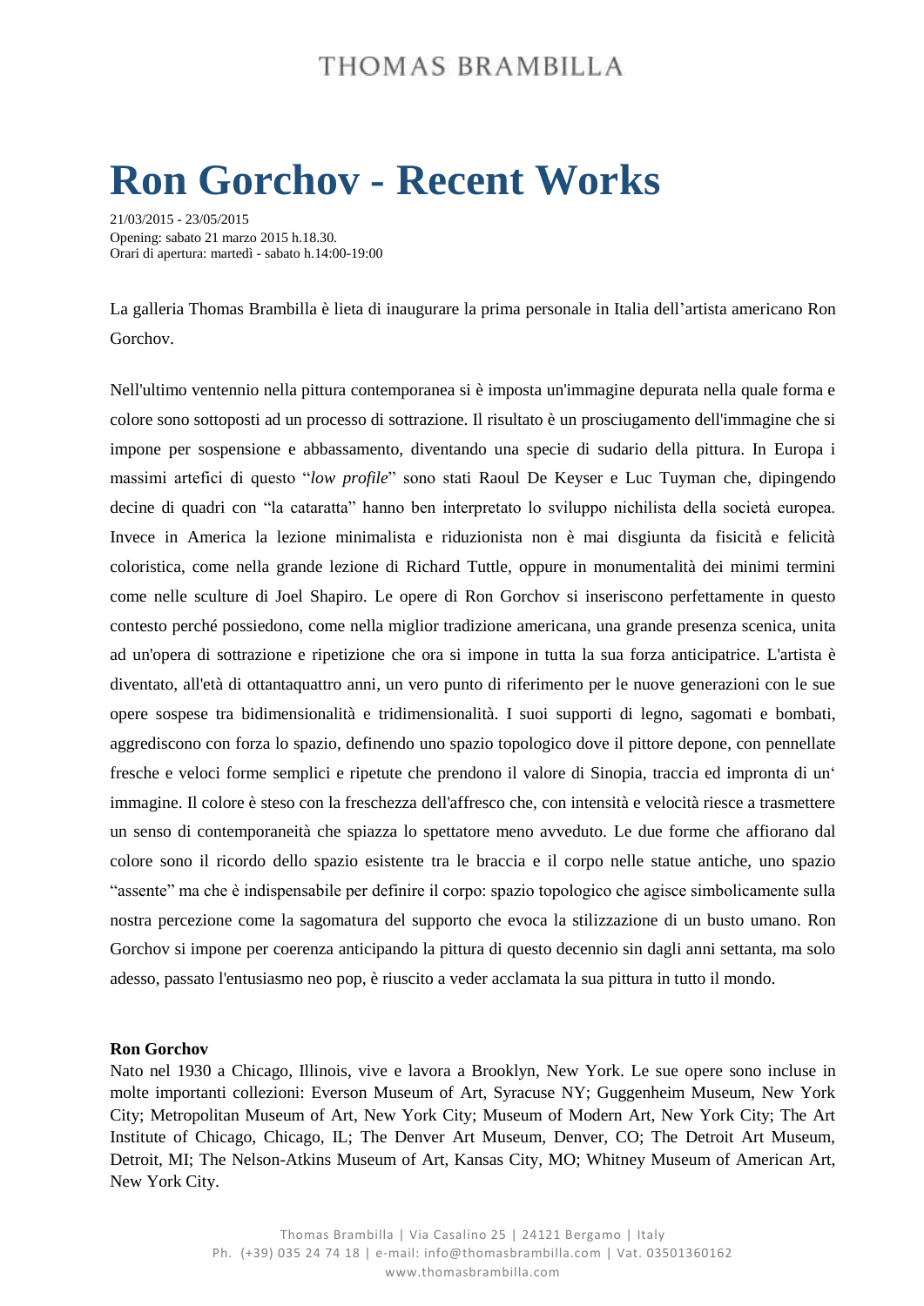THOMAS BRAMBILLA

# Ron Gorchov - Recent Works

21/03/2015 - 23/05/2015
Opening: sabato 21 marzo 2015 h.18.30.
Orari di apertura: martedì - sabato h.14:00-19:00

La galleria Thomas Brambilla è lieta di inaugurare la prima personale in Italia dell'artista americano Ron Gorchov.

Nell'ultimo ventennio nella pittura contemporanea si è imposta un'immagine depurata nella quale forma e colore sono sottoposti ad un processo di sottrazione. Il risultato è un prosciugamento dell'immagine che si impone per sospensione e abbassamento, diventando una specie di sudario della pittura. In Europa i massimi artefici di questo "*low profile*" sono stati Raoul De Keyser e Luc Tuyman che, dipingendo decine di quadri con "la cataratta" hanno ben interpretato lo sviluppo nichilista della società europea. Invece in America la lezione minimalista e riduzionista non è mai disgiunta da fisicità e felicità coloristica, come nella grande lezione di Richard Tuttle, oppure in monumentalità dei minimi termini come nelle sculture di Joel Shapiro. Le opere di Ron Gorchov si inseriscono perfettamente in questo contesto perché possiedono, come nella miglior tradizione americana, una grande presenza scenica, unita ad un'opera di sottrazione e ripetizione che ora si impone in tutta la sua forza anticipatrice. L'artista è diventato, all'età di ottantaquattro anni, un vero punto di riferimento per le nuove generazioni con le sue opere sospese tra bidimensionalità e tridimensionalità. I suoi supporti di legno, sagomati e bombati, aggrediscono con forza lo spazio, definendo uno spazio topologico dove il pittore depone, con pennellate fresche e veloci forme semplici e ripetute che prendono il valore di Sinopia, traccia ed impronta di un' immagine. Il colore è steso con la freschezza dell'affresco che, con intensità e velocità riesce a trasmettere un senso di contemporaneità che spiazza lo spettatore meno avveduto. Le due forme che affiorano dal colore sono il ricordo dello spazio esistente tra le braccia e il corpo nelle statue antiche, uno spazio "assente" ma che è indispensabile per definire il corpo: spazio topologico che agisce simbolicamente sulla nostra percezione come la sagomatura del supporto che evoca la stilizzazione di un busto umano. Ron Gorchov si impone per coerenza anticipando la pittura di questo decennio sin dagli anni settanta, ma solo adesso, passato l'entusiasmo neo pop, è riuscito a veder acclamata la sua pittura in tutto il mondo.

**Ron Gorchov**
Nato nel 1930 a Chicago, Illinois, vive e lavora a Brooklyn, New York. Le sue opere sono incluse in molte importanti collezioni: Everson Museum of Art, Syracuse NY; Guggenheim Museum, New York City; Metropolitan Museum of Art, New York City; Museum of Modern Art, New York City; The Art Institute of Chicago, Chicago, IL; The Denver Art Museum, Denver, CO; The Detroit Art Museum, Detroit, MI; The Nelson-Atkins Museum of Art, Kansas City, MO; Whitney Museum of American Art, New York City.

Thomas Brambilla | Via Casalino 25 | 24121 Bergamo | Italy
Ph. (+39) 035 24 74 18 | e-mail: info@thomasbrambilla.com | Vat. 03501360162
www.thomasbrambilla.com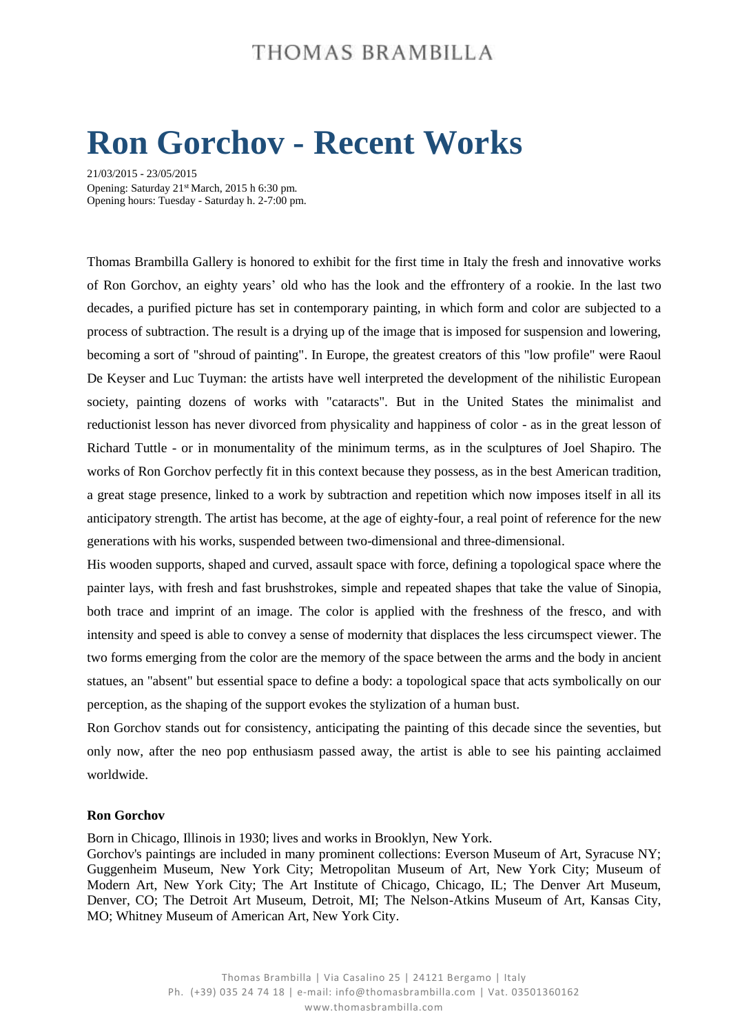# Ron Gorchov - Recent Works

21/03/2015 - 23/05/2015
Opening: Saturday 21st March, 2015 h 6:30 pm.
Opening hours: Tuesday - Saturday h. 2-7:00 pm.

Thomas Brambilla Gallery is honored to exhibit for the first time in Italy the fresh and innovative works of Ron Gorchov, an eighty years' old who has the look and the effrontery of a rookie. In the last two decades, a purified picture has set in contemporary painting, in which form and color are subjected to a process of subtraction. The result is a drying up of the image that is imposed for suspension and lowering, becoming a sort of "shroud of painting". In Europe, the greatest creators of this "low profile" were Raoul De Keyser and Luc Tuyman: the artists have well interpreted the development of the nihilistic European society, painting dozens of works with "cataracts". But in the United States the minimalist and reductionist lesson has never divorced from physicality and happiness of color - as in the great lesson of Richard Tuttle - or in monumentality of the minimum terms, as in the sculptures of Joel Shapiro. The works of Ron Gorchov perfectly fit in this context because they possess, as in the best American tradition, a great stage presence, linked to a work by subtraction and repetition which now imposes itself in all its anticipatory strength. The artist has become, at the age of eighty-four, a real point of reference for the new generations with his works, suspended between two-dimensional and three-dimensional.

His wooden supports, shaped and curved, assault space with force, defining a topological space where the painter lays, with fresh and fast brushstrokes, simple and repeated shapes that take the value of Sinopia, both trace and imprint of an image. The color is applied with the freshness of the fresco, and with intensity and speed is able to convey a sense of modernity that displaces the less circumspect viewer. The two forms emerging from the color are the memory of the space between the arms and the body in ancient statues, an "absent" but essential space to define a body: a topological space that acts symbolically on our perception, as the shaping of the support evokes the stylization of a human bust.

Ron Gorchov stands out for consistency, anticipating the painting of this decade since the seventies, but only now, after the neo pop enthusiasm passed away, the artist is able to see his painting acclaimed worldwide.

**Ron Gorchov**

Born in Chicago, Illinois in 1930; lives and works in Brooklyn, New York.
Gorchov's paintings are included in many prominent collections: Everson Museum of Art, Syracuse NY; Guggenheim Museum, New York City; Metropolitan Museum of Art, New York City; Museum of Modern Art, New York City; The Art Institute of Chicago, Chicago, IL; The Denver Art Museum, Denver, CO; The Detroit Art Museum, Detroit, MI; The Nelson-Atkins Museum of Art, Kansas City, MO; Whitney Museum of American Art, New York City.